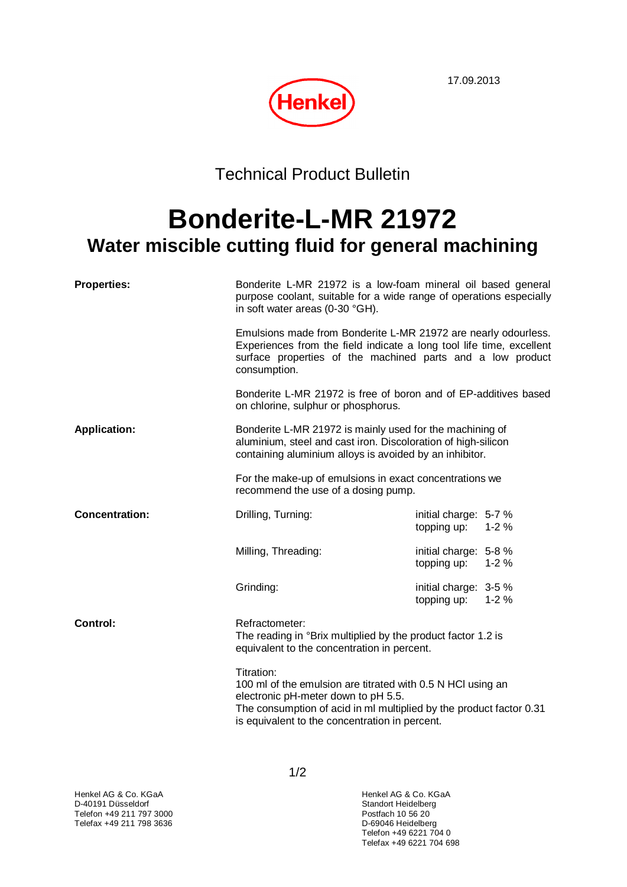17.09.2013

Henkel

Technical Product Bulletin

# Bonderite-L-MR 21972

## Water miscible cutting fluid for general machining

**Properties:**

Bonderite L-MR 21972 is a low-foam mineral oil based general purpose coolant, suitable for a wide range of operations especially in soft water areas (0-30 °GH).

Emulsions made from Bonderite L-MR 21972 are nearly odourless. Experiences from the field indicate a long tool life time, excellent surface properties of the machined parts and a low product consumption.

Bonderite L-MR 21972 is free of boron and of EP-additives based on chlorine, sulphur or phosphorus.

**Application:**

Bonderite L-MR 21972 is mainly used for the machining of aluminium, steel and cast iron. Discoloration of high-silicon containing aluminium alloys is avoided by an inhibitor.

For the make-up of emulsions in exact concentrations we recommend the use of a dosing pump.

**Concentration:**

| Operation | | |
|---|---|---|
| Drilling, Turning: | initial charge: | 5-7 % |
| | topping up: | 1-2 % |
| Milling, Threading: | initial charge: | 5-8 % |
| | topping up: | 1-2 % |
| Grinding: | initial charge: | 3-5 % |
| | topping up: | 1-2 % |

**Control:**

Refractometer:
The reading in °Brix multiplied by the product factor 1.2 is equivalent to the concentration in percent.

Titration:
100 ml of the emulsion are titrated with 0.5 N HCl using an electronic pH-meter down to pH 5.5.
The consumption of acid in ml multiplied by the product factor 0.31 is equivalent to the concentration in percent.

Henkel AG & Co. KGaA
D-40191 Düsseldorf
Telefon +49 211 797 3000
Telefax +49 211 798 3636

Henkel AG & Co. KGaA
Standort Heidelberg
Postfach 10 56 20
D-69046 Heidelberg
Telefon +49 6221 704 0
Telefax +49 6221 704 698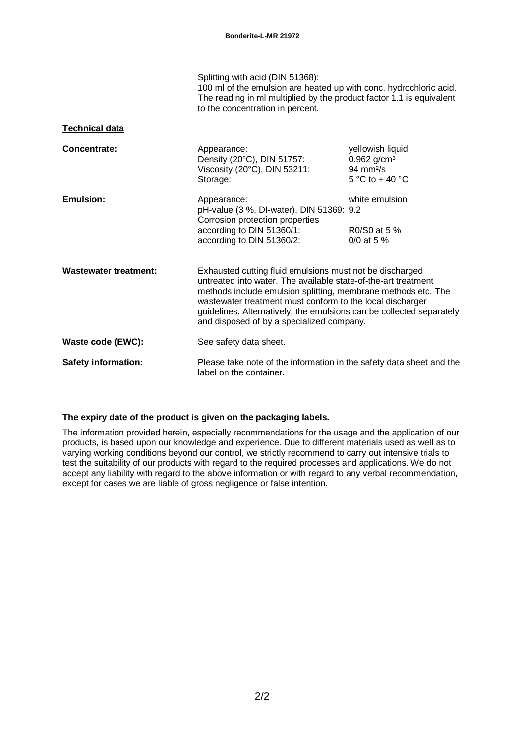Splitting with acid (DIN 51368):
100 ml of the emulsion are heated up with conc. hydrochloric acid. The reading in ml multiplied by the product factor 1.1 is equivalent to the concentration in percent.

**Technical data**

| | | |
|---|---|---|
| **Concentrate:** | Appearance: | yellowish liquid |
| | Density (20°C), DIN 51757: | 0.962 g/cm³ |
| | Viscosity (20°C), DIN 53211: | 94 mm²/s |
| | Storage: | 5 °C to + 40 °C |
| **Emulsion:** | Appearance: | white emulsion |
| | pH-value (3 %, DI-water), DIN 51369: | 9.2 |
| | Corrosion protection properties | |
| | according to DIN 51360/1: | R0/S0 at 5 % |
| | according to DIN 51360/2: | 0/0 at 5 % |

**Wastewater treatment:** Exhausted cutting fluid emulsions must not be discharged untreated into water. The available state-of-the-art treatment methods include emulsion splitting, membrane methods etc. The wastewater treatment must conform to the local discharger guidelines. Alternatively, the emulsions can be collected separately and disposed of by a specialized company.

**Waste code (EWC):** See safety data sheet.

**Safety information:** Please take note of the information in the safety data sheet and the label on the container.

**The expiry date of the product is given on the packaging labels.**

The information provided herein, especially recommendations for the usage and the application of our products, is based upon our knowledge and experience. Due to different materials used as well as to varying working conditions beyond our control, we strictly recommend to carry out intensive trials to test the suitability of our products with regard to the required processes and applications. We do not accept any liability with regard to the above information or with regard to any verbal recommendation, except for cases we are liable of gross negligence or false intention.